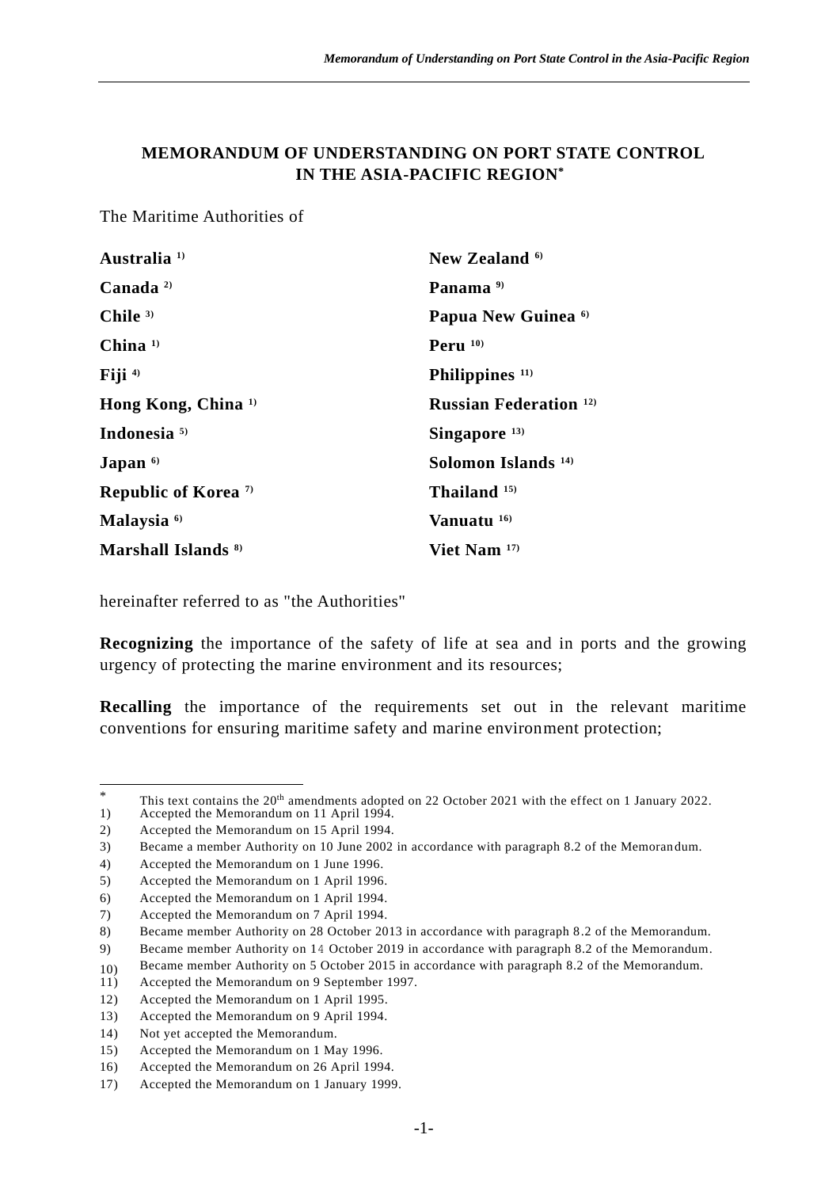# MEMORANDUM OF UNDERSTANDING ON PORT STATE CONTROL IN THE ASIA-PACIFIC REGION*

The Maritime Authorities of

**Australia** [1]
**Canada** [2]
**Chile** [3]
**China** [1]
**Fiji** [4]
**Hong Kong, China** [1]
**Indonesia** [5]
**Japan** [6]
**Republic of Korea** [7]
**Malaysia** [6]
**Marshall Islands** [8]
**New Zealand** [6]
**Panama** [9]
**Papua New Guinea** [6]
**Peru** [10]
**Philippines** [11]
**Russian Federation** [12]
**Singapore** [13]
**Solomon Islands** [14]
**Thailand** [15]
**Vanuatu** [16]
**Viet Nam** [17]

hereinafter referred to as "the Authorities"

**Recognizing** the importance of the safety of life at sea and in ports and the growing urgency of protecting the marine environment and its resources;

**Recalling** the importance of the requirements set out in the relevant maritime conventions for ensuring maritime safety and marine environment protection;

---

\* This text contains the 20th amendments adopted on 22 October 2021 with the effect on 1 January 2022.

1) Accepted the Memorandum on 11 April 1994.
2) Accepted the Memorandum on 15 April 1994.
3) Became a member Authority on 10 June 2002 in accordance with paragraph 8.2 of the Memorandum.
4) Accepted the Memorandum on 1 June 1996.
5) Accepted the Memorandum on 1 April 1996.
6) Accepted the Memorandum on 1 April 1994.
7) Accepted the Memorandum on 7 April 1994.
8) Became member Authority on 28 October 2013 in accordance with paragraph 8.2 of the Memorandum.
9) Became member Authority on 14 October 2019 in accordance with paragraph 8.2 of the Memorandum.
10) Became member Authority on 5 October 2015 in accordance with paragraph 8.2 of the Memorandum.
11) Accepted the Memorandum on 9 September 1997.
12) Accepted the Memorandum on 1 April 1995.
13) Accepted the Memorandum on 9 April 1994.
14) Not yet accepted the Memorandum.
15) Accepted the Memorandum on 1 May 1996.
16) Accepted the Memorandum on 26 April 1994.
17) Accepted the Memorandum on 1 January 1999.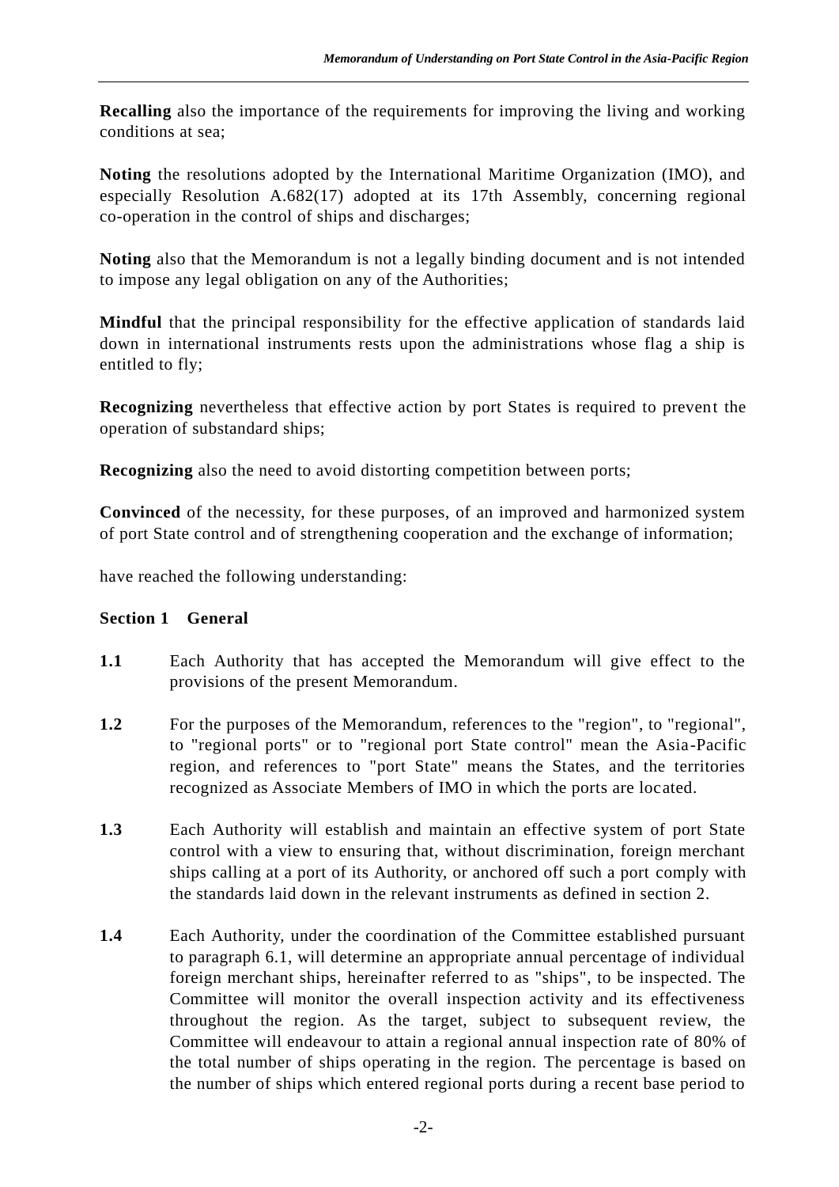**Recalling** also the importance of the requirements for improving the living and working conditions at sea;

**Noting** the resolutions adopted by the International Maritime Organization (IMO), and especially Resolution A.682(17) adopted at its 17th Assembly, concerning regional co-operation in the control of ships and discharges;

**Noting** also that the Memorandum is not a legally binding document and is not intended to impose any legal obligation on any of the Authorities;

**Mindful** that the principal responsibility for the effective application of standards laid down in international instruments rests upon the administrations whose flag a ship is entitled to fly;

**Recognizing** nevertheless that effective action by port States is required to prevent the operation of substandard ships;

**Recognizing** also the need to avoid distorting competition between ports;

**Convinced** of the necessity, for these purposes, of an improved and harmonized system of port State control and of strengthening cooperation and the exchange of information;

have reached the following understanding:

## Section 1 General

**1.1** Each Authority that has accepted the Memorandum will give effect to the provisions of the present Memorandum.

**1.2** For the purposes of the Memorandum, references to the "region", to "regional", to "regional ports" or to "regional port State control" mean the Asia-Pacific region, and references to "port State" means the States, and the territories recognized as Associate Members of IMO in which the ports are located.

**1.3** Each Authority will establish and maintain an effective system of port State control with a view to ensuring that, without discrimination, foreign merchant ships calling at a port of its Authority, or anchored off such a port comply with the standards laid down in the relevant instruments as defined in section 2.

**1.4** Each Authority, under the coordination of the Committee established pursuant to paragraph 6.1, will determine an appropriate annual percentage of individual foreign merchant ships, hereinafter referred to as "ships", to be inspected. The Committee will monitor the overall inspection activity and its effectiveness throughout the region. As the target, subject to subsequent review, the Committee will endeavour to attain a regional annual inspection rate of 80% of the total number of ships operating in the region. The percentage is based on the number of ships which entered regional ports during a recent base period to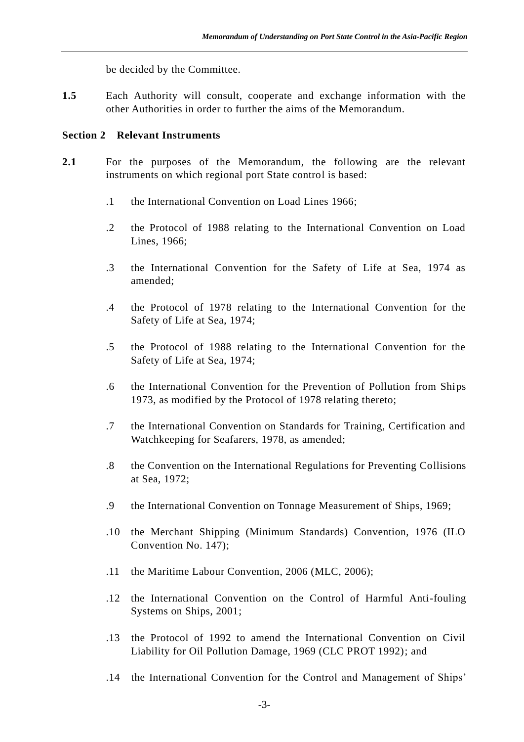be decided by the Committee.

**1.5** Each Authority will consult, cooperate and exchange information with the other Authorities in order to further the aims of the Memorandum.

**Section 2 Relevant Instruments**

**2.1** For the purposes of the Memorandum, the following are the relevant instruments on which regional port State control is based:

.1 the International Convention on Load Lines 1966;

.2 the Protocol of 1988 relating to the International Convention on Load Lines, 1966;

.3 the International Convention for the Safety of Life at Sea, 1974 as amended;

.4 the Protocol of 1978 relating to the International Convention for the Safety of Life at Sea, 1974;

.5 the Protocol of 1988 relating to the International Convention for the Safety of Life at Sea, 1974;

.6 the International Convention for the Prevention of Pollution from Ships 1973, as modified by the Protocol of 1978 relating thereto;

.7 the International Convention on Standards for Training, Certification and Watchkeeping for Seafarers, 1978, as amended;

.8 the Convention on the International Regulations for Preventing Collisions at Sea, 1972;

.9 the International Convention on Tonnage Measurement of Ships, 1969;

.10 the Merchant Shipping (Minimum Standards) Convention, 1976 (ILO Convention No. 147);

.11 the Maritime Labour Convention, 2006 (MLC, 2006);

.12 the International Convention on the Control of Harmful Anti-fouling Systems on Ships, 2001;

.13 the Protocol of 1992 to amend the International Convention on Civil Liability for Oil Pollution Damage, 1969 (CLC PROT 1992); and

.14 the International Convention for the Control and Management of Ships'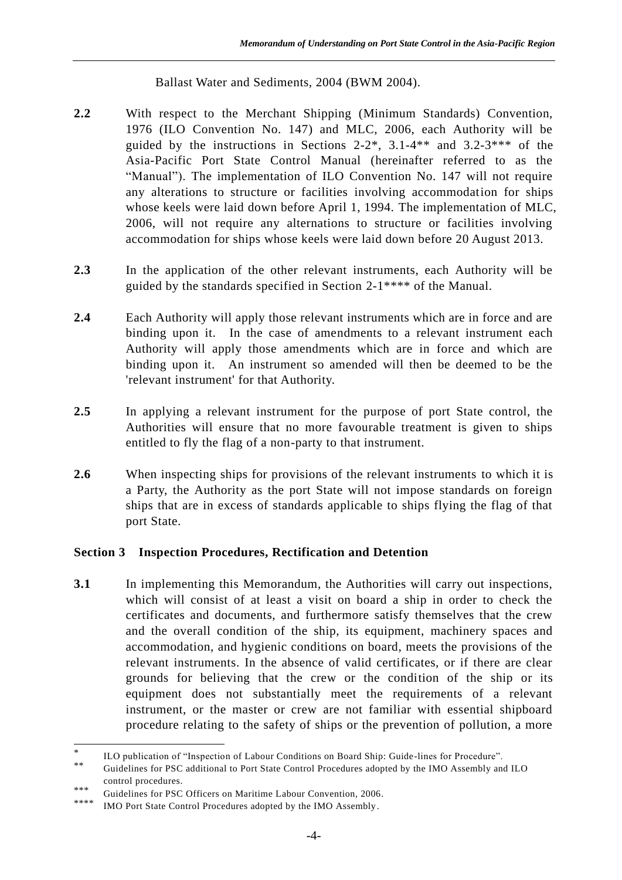Ballast Water and Sediments, 2004 (BWM 2004).

**2.2** With respect to the Merchant Shipping (Minimum Standards) Convention, 1976 (ILO Convention No. 147) and MLC, 2006, each Authority will be guided by the instructions in Sections 2-2*, 3.1-4** and 3.2-3*** of the Asia-Pacific Port State Control Manual (hereinafter referred to as the "Manual"). The implementation of ILO Convention No. 147 will not require any alterations to structure or facilities involving accommodation for ships whose keels were laid down before April 1, 1994. The implementation of MLC, 2006, will not require any alternations to structure or facilities involving accommodation for ships whose keels were laid down before 20 August 2013.

**2.3** In the application of the other relevant instruments, each Authority will be guided by the standards specified in Section 2-1**** of the Manual.

**2.4** Each Authority will apply those relevant instruments which are in force and are binding upon it. In the case of amendments to a relevant instrument each Authority will apply those amendments which are in force and which are binding upon it. An instrument so amended will then be deemed to be the 'relevant instrument' for that Authority.

**2.5** In applying a relevant instrument for the purpose of port State control, the Authorities will ensure that no more favourable treatment is given to ships entitled to fly the flag of a non-party to that instrument.

**2.6** When inspecting ships for provisions of the relevant instruments to which it is a Party, the Authority as the port State will not impose standards on foreign ships that are in excess of standards applicable to ships flying the flag of that port State.

## Section 3 Inspection Procedures, Rectification and Detention

**3.1** In implementing this Memorandum, the Authorities will carry out inspections, which will consist of at least a visit on board a ship in order to check the certificates and documents, and furthermore satisfy themselves that the crew and the overall condition of the ship, its equipment, machinery spaces and accommodation, and hygienic conditions on board, meets the provisions of the relevant instruments. In the absence of valid certificates, or if there are clear grounds for believing that the crew or the condition of the ship or its equipment does not substantially meet the requirements of a relevant instrument, or the master or crew are not familiar with essential shipboard procedure relating to the safety of ships or the prevention of pollution, a more

---

* ILO publication of "Inspection of Labour Conditions on Board Ship: Guide-lines for Procedure".

** Guidelines for PSC additional to Port State Control Procedures adopted by the IMO Assembly and ILO control procedures.

*** Guidelines for PSC Officers on Maritime Labour Convention, 2006.

**** IMO Port State Control Procedures adopted by the IMO Assembly.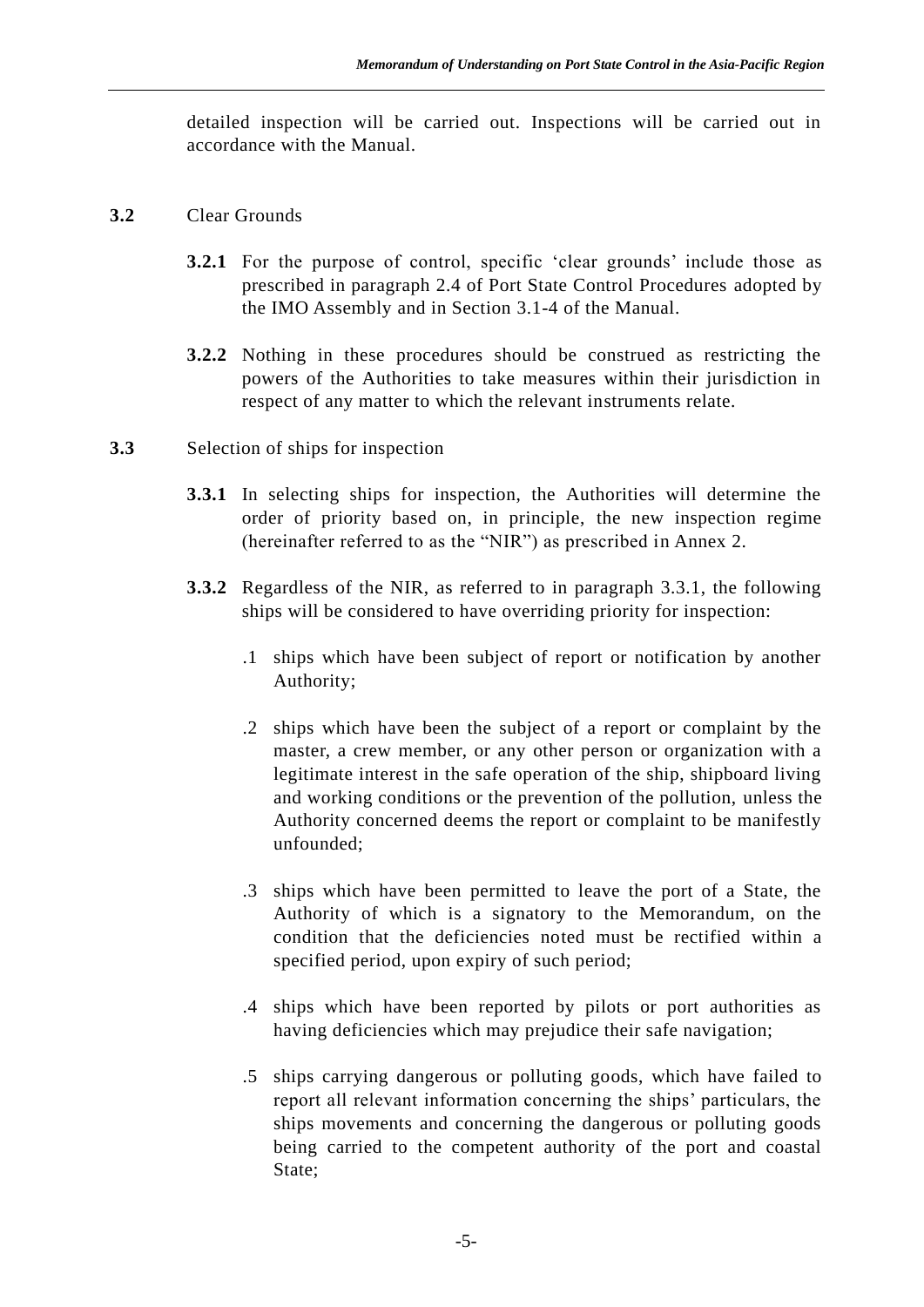detailed inspection will be carried out. Inspections will be carried out in accordance with the Manual.

**3.2** Clear Grounds

**3.2.1** For the purpose of control, specific 'clear grounds' include those as prescribed in paragraph 2.4 of Port State Control Procedures adopted by the IMO Assembly and in Section 3.1-4 of the Manual.

**3.2.2** Nothing in these procedures should be construed as restricting the powers of the Authorities to take measures within their jurisdiction in respect of any matter to which the relevant instruments relate.

**3.3** Selection of ships for inspection

**3.3.1** In selecting ships for inspection, the Authorities will determine the order of priority based on, in principle, the new inspection regime (hereinafter referred to as the "NIR") as prescribed in Annex 2.

**3.3.2** Regardless of the NIR, as referred to in paragraph 3.3.1, the following ships will be considered to have overriding priority for inspection:

.1 ships which have been subject of report or notification by another Authority;

.2 ships which have been the subject of a report or complaint by the master, a crew member, or any other person or organization with a legitimate interest in the safe operation of the ship, shipboard living and working conditions or the prevention of the pollution, unless the Authority concerned deems the report or complaint to be manifestly unfounded;

.3 ships which have been permitted to leave the port of a State, the Authority of which is a signatory to the Memorandum, on the condition that the deficiencies noted must be rectified within a specified period, upon expiry of such period;

.4 ships which have been reported by pilots or port authorities as having deficiencies which may prejudice their safe navigation;

.5 ships carrying dangerous or polluting goods, which have failed to report all relevant information concerning the ships' particulars, the ships movements and concerning the dangerous or polluting goods being carried to the competent authority of the port and coastal State;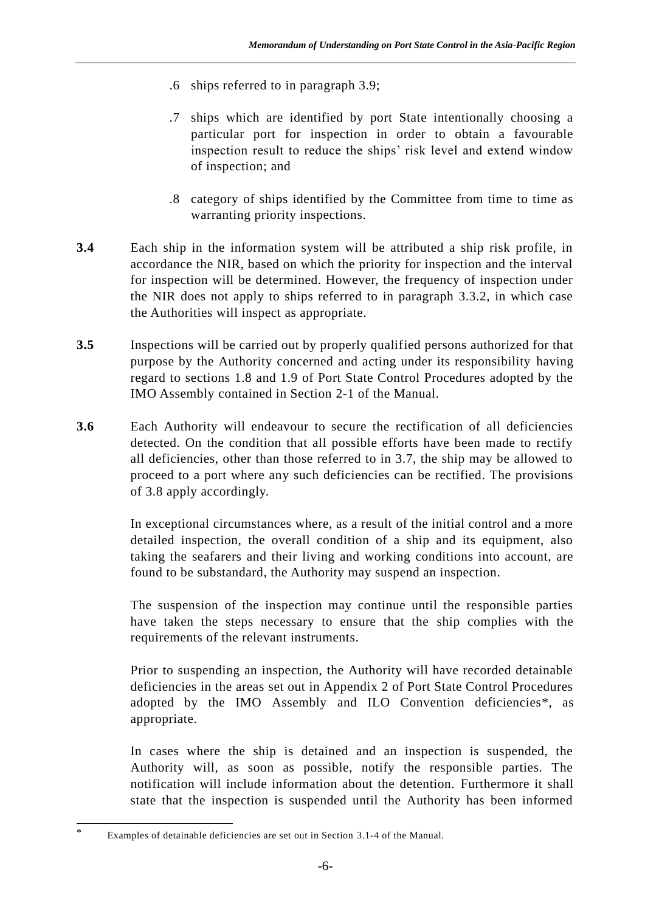.6 ships referred to in paragraph 3.9;

.7 ships which are identified by port State intentionally choosing a particular port for inspection in order to obtain a favourable inspection result to reduce the ships' risk level and extend window of inspection; and

.8 category of ships identified by the Committee from time to time as warranting priority inspections.

**3.4** Each ship in the information system will be attributed a ship risk profile, in accordance the NIR, based on which the priority for inspection and the interval for inspection will be determined. However, the frequency of inspection under the NIR does not apply to ships referred to in paragraph 3.3.2, in which case the Authorities will inspect as appropriate.

**3.5** Inspections will be carried out by properly qualified persons authorized for that purpose by the Authority concerned and acting under its responsibility having regard to sections 1.8 and 1.9 of Port State Control Procedures adopted by the IMO Assembly contained in Section 2-1 of the Manual.

**3.6** Each Authority will endeavour to secure the rectification of all deficiencies detected. On the condition that all possible efforts have been made to rectify all deficiencies, other than those referred to in 3.7, the ship may be allowed to proceed to a port where any such deficiencies can be rectified. The provisions of 3.8 apply accordingly.

In exceptional circumstances where, as a result of the initial control and a more detailed inspection, the overall condition of a ship and its equipment, also taking the seafarers and their living and working conditions into account, are found to be substandard, the Authority may suspend an inspection.

The suspension of the inspection may continue until the responsible parties have taken the steps necessary to ensure that the ship complies with the requirements of the relevant instruments.

Prior to suspending an inspection, the Authority will have recorded detainable deficiencies in the areas set out in Appendix 2 of Port State Control Procedures adopted by the IMO Assembly and ILO Convention deficiencies*, as appropriate.

In cases where the ship is detained and an inspection is suspended, the Authority will, as soon as possible, notify the responsible parties. The notification will include information about the detention. Furthermore it shall state that the inspection is suspended until the Authority has been informed

---

* Examples of detainable deficiencies are set out in Section 3.1-4 of the Manual.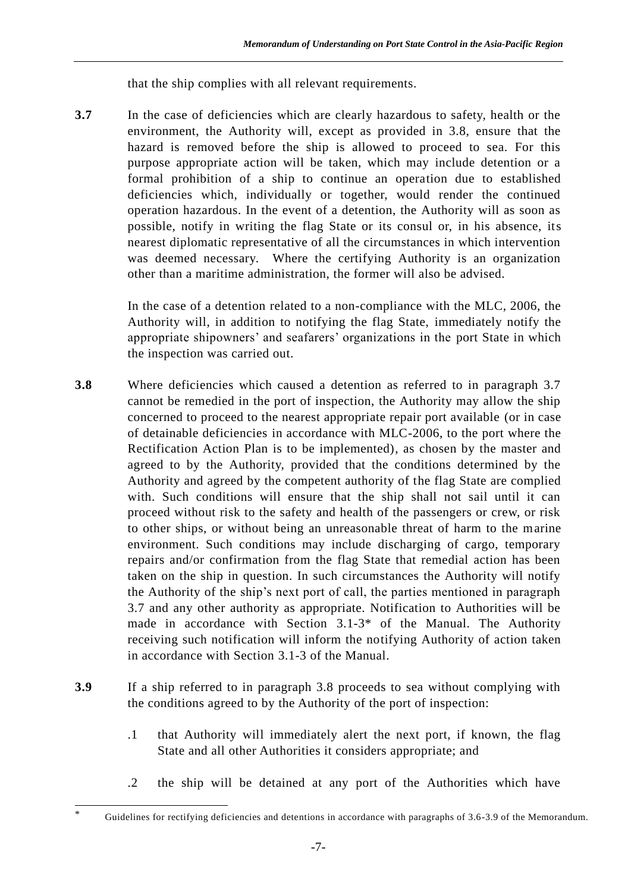that the ship complies with all relevant requirements.

**3.7** In the case of deficiencies which are clearly hazardous to safety, health or the environment, the Authority will, except as provided in 3.8, ensure that the hazard is removed before the ship is allowed to proceed to sea. For this purpose appropriate action will be taken, which may include detention or a formal prohibition of a ship to continue an operation due to established deficiencies which, individually or together, would render the continued operation hazardous. In the event of a detention, the Authority will as soon as possible, notify in writing the flag State or its consul or, in his absence, its nearest diplomatic representative of all the circumstances in which intervention was deemed necessary. Where the certifying Authority is an organization other than a maritime administration, the former will also be advised.

In the case of a detention related to a non-compliance with the MLC, 2006, the Authority will, in addition to notifying the flag State, immediately notify the appropriate shipowners' and seafarers' organizations in the port State in which the inspection was carried out.

**3.8** Where deficiencies which caused a detention as referred to in paragraph 3.7 cannot be remedied in the port of inspection, the Authority may allow the ship concerned to proceed to the nearest appropriate repair port available (or in case of detainable deficiencies in accordance with MLC-2006, to the port where the Rectification Action Plan is to be implemented), as chosen by the master and agreed to by the Authority, provided that the conditions determined by the Authority and agreed by the competent authority of the flag State are complied with. Such conditions will ensure that the ship shall not sail until it can proceed without risk to the safety and health of the passengers or crew, or risk to other ships, or without being an unreasonable threat of harm to the marine environment. Such conditions may include discharging of cargo, temporary repairs and/or confirmation from the flag State that remedial action has been taken on the ship in question. In such circumstances the Authority will notify the Authority of the ship's next port of call, the parties mentioned in paragraph 3.7 and any other authority as appropriate. Notification to Authorities will be made in accordance with Section 3.1-3* of the Manual. The Authority receiving such notification will inform the notifying Authority of action taken in accordance with Section 3.1-3 of the Manual.

**3.9** If a ship referred to in paragraph 3.8 proceeds to sea without complying with the conditions agreed to by the Authority of the port of inspection:

.1 that Authority will immediately alert the next port, if known, the flag State and all other Authorities it considers appropriate; and

.2 the ship will be detained at any port of the Authorities which have

---

\* Guidelines for rectifying deficiencies and detentions in accordance with paragraphs of 3.6-3.9 of the Memorandum.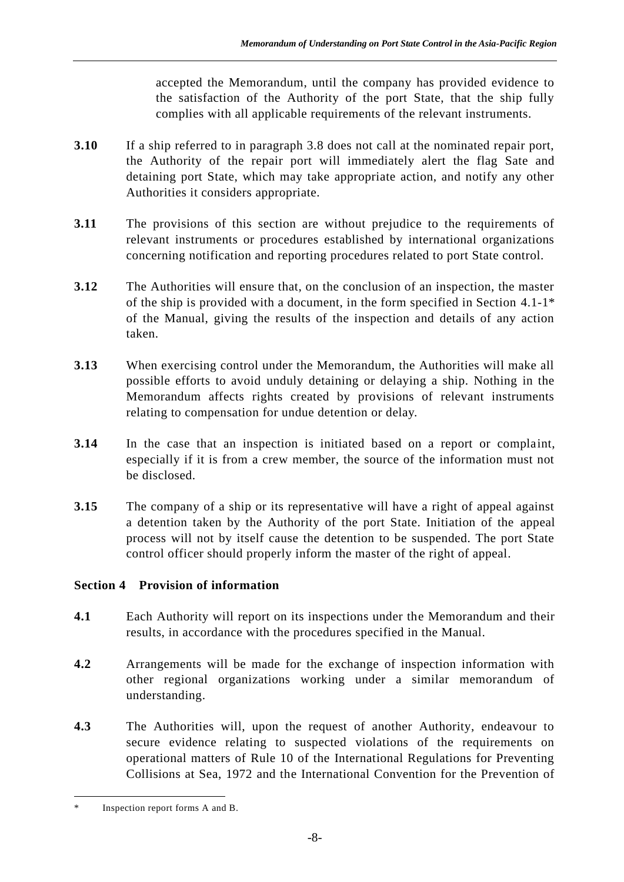accepted the Memorandum, until the company has provided evidence to the satisfaction of the Authority of the port State, that the ship fully complies with all applicable requirements of the relevant instruments.

**3.10** If a ship referred to in paragraph 3.8 does not call at the nominated repair port, the Authority of the repair port will immediately alert the flag Sate and detaining port State, which may take appropriate action, and notify any other Authorities it considers appropriate.

**3.11** The provisions of this section are without prejudice to the requirements of relevant instruments or procedures established by international organizations concerning notification and reporting procedures related to port State control.

**3.12** The Authorities will ensure that, on the conclusion of an inspection, the master of the ship is provided with a document, in the form specified in Section 4.1-1* of the Manual, giving the results of the inspection and details of any action taken.

**3.13** When exercising control under the Memorandum, the Authorities will make all possible efforts to avoid unduly detaining or delaying a ship. Nothing in the Memorandum affects rights created by provisions of relevant instruments relating to compensation for undue detention or delay.

**3.14** In the case that an inspection is initiated based on a report or complaint, especially if it is from a crew member, the source of the information must not be disclosed.

**3.15** The company of a ship or its representative will have a right of appeal against a detention taken by the Authority of the port State. Initiation of the appeal process will not by itself cause the detention to be suspended. The port State control officer should properly inform the master of the right of appeal.

## Section 4 Provision of information

**4.1** Each Authority will report on its inspections under the Memorandum and their results, in accordance with the procedures specified in the Manual.

**4.2** Arrangements will be made for the exchange of inspection information with other regional organizations working under a similar memorandum of understanding.

**4.3** The Authorities will, upon the request of another Authority, endeavour to secure evidence relating to suspected violations of the requirements on operational matters of Rule 10 of the International Regulations for Preventing Collisions at Sea, 1972 and the International Convention for the Prevention of

---

\* Inspection report forms A and B.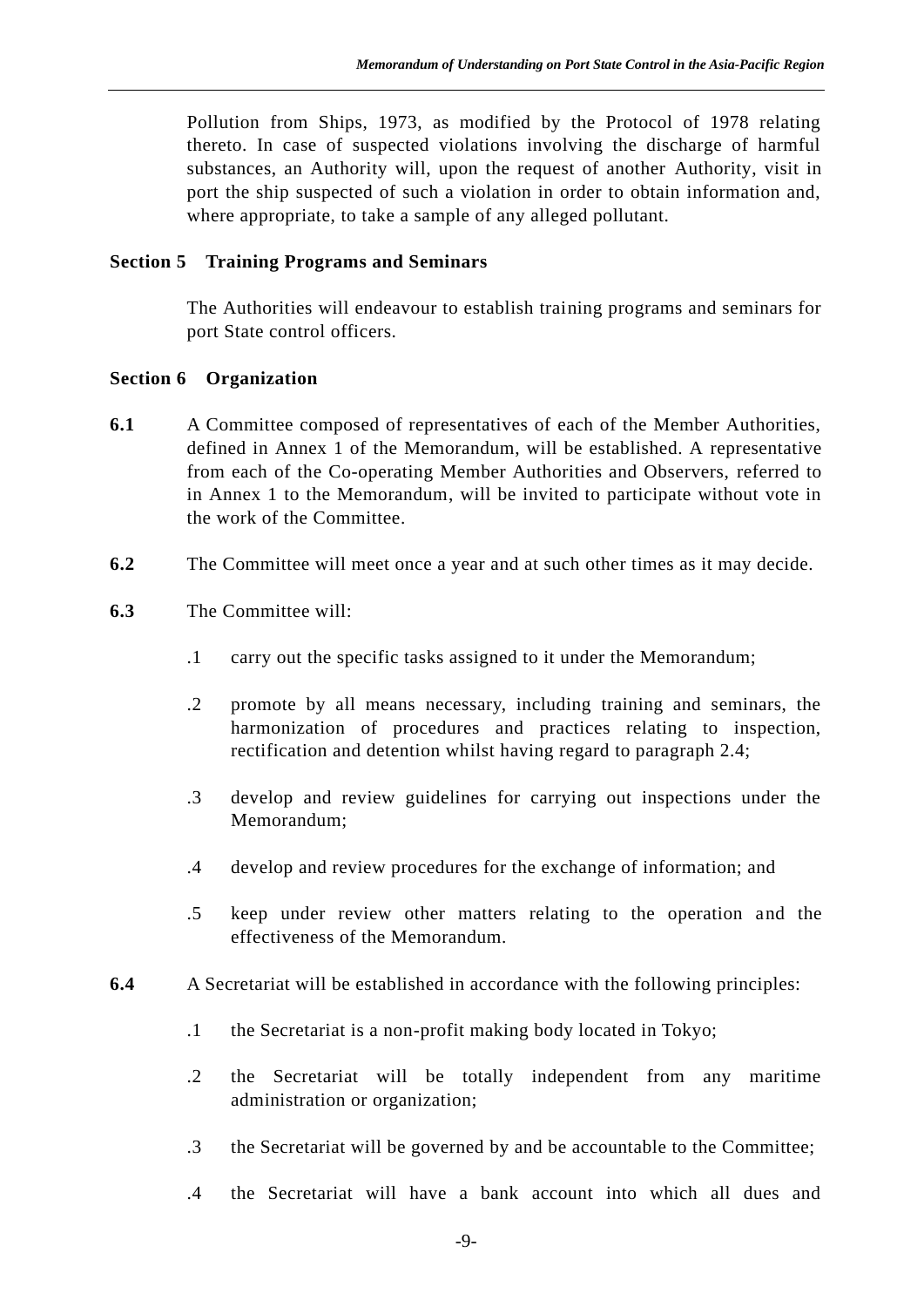Pollution from Ships, 1973, as modified by the Protocol of 1978 relating thereto. In case of suspected violations involving the discharge of harmful substances, an Authority will, upon the request of another Authority, visit in port the ship suspected of such a violation in order to obtain information and, where appropriate, to take a sample of any alleged pollutant.

**Section 5 Training Programs and Seminars**

The Authorities will endeavour to establish training programs and seminars for port State control officers.

**Section 6 Organization**

**6.1** A Committee composed of representatives of each of the Member Authorities, defined in Annex 1 of the Memorandum, will be established. A representative from each of the Co-operating Member Authorities and Observers, referred to in Annex 1 to the Memorandum, will be invited to participate without vote in the work of the Committee.

**6.2** The Committee will meet once a year and at such other times as it may decide.

**6.3** The Committee will:

.1 carry out the specific tasks assigned to it under the Memorandum;

.2 promote by all means necessary, including training and seminars, the harmonization of procedures and practices relating to inspection, rectification and detention whilst having regard to paragraph 2.4;

.3 develop and review guidelines for carrying out inspections under the Memorandum;

.4 develop and review procedures for the exchange of information; and

.5 keep under review other matters relating to the operation and the effectiveness of the Memorandum.

**6.4** A Secretariat will be established in accordance with the following principles:

.1 the Secretariat is a non-profit making body located in Tokyo;

.2 the Secretariat will be totally independent from any maritime administration or organization;

.3 the Secretariat will be governed by and be accountable to the Committee;

.4 the Secretariat will have a bank account into which all dues and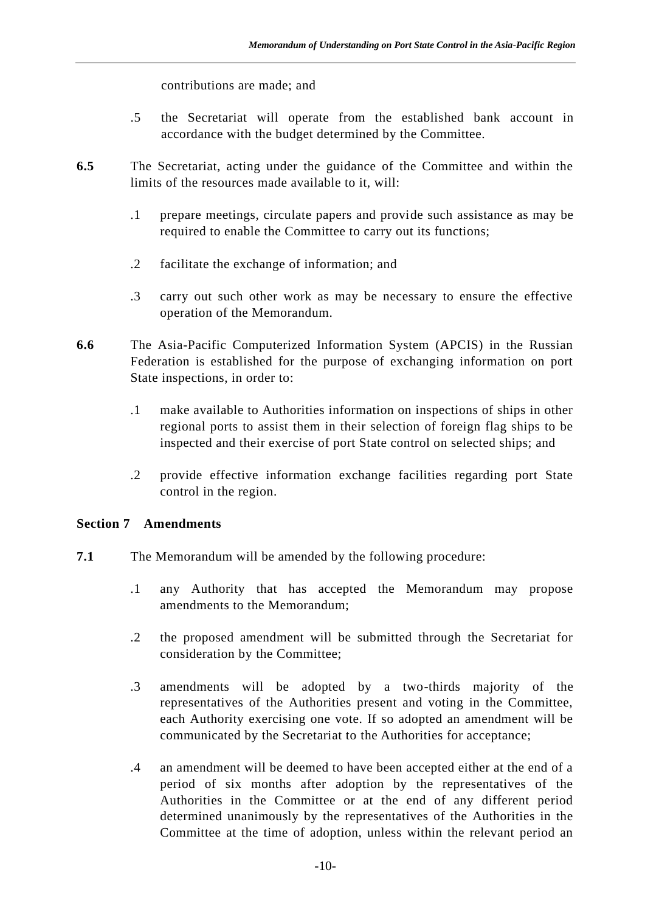contributions are made; and

.5 the Secretariat will operate from the established bank account in accordance with the budget determined by the Committee.

**6.5** The Secretariat, acting under the guidance of the Committee and within the limits of the resources made available to it, will:

.1 prepare meetings, circulate papers and provide such assistance as may be required to enable the Committee to carry out its functions;

.2 facilitate the exchange of information; and

.3 carry out such other work as may be necessary to ensure the effective operation of the Memorandum.

**6.6** The Asia-Pacific Computerized Information System (APCIS) in the Russian Federation is established for the purpose of exchanging information on port State inspections, in order to:

.1 make available to Authorities information on inspections of ships in other regional ports to assist them in their selection of foreign flag ships to be inspected and their exercise of port State control on selected ships; and

.2 provide effective information exchange facilities regarding port State control in the region.

## Section 7 Amendments

**7.1** The Memorandum will be amended by the following procedure:

.1 any Authority that has accepted the Memorandum may propose amendments to the Memorandum;

.2 the proposed amendment will be submitted through the Secretariat for consideration by the Committee;

.3 amendments will be adopted by a two-thirds majority of the representatives of the Authorities present and voting in the Committee, each Authority exercising one vote. If so adopted an amendment will be communicated by the Secretariat to the Authorities for acceptance;

.4 an amendment will be deemed to have been accepted either at the end of a period of six months after adoption by the representatives of the Authorities in the Committee or at the end of any different period determined unanimously by the representatives of the Authorities in the Committee at the time of adoption, unless within the relevant period an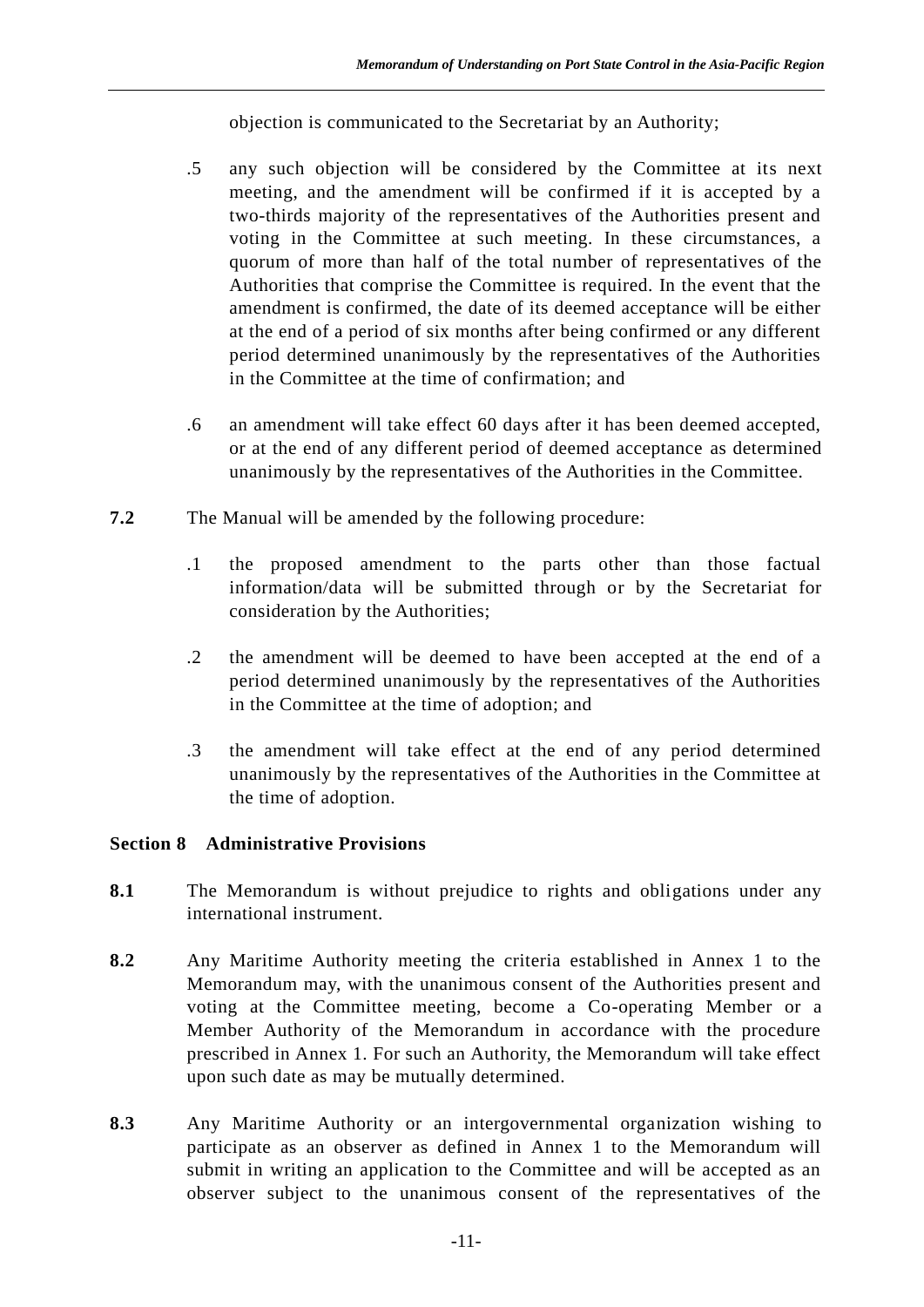objection is communicated to the Secretariat by an Authority;

.5 any such objection will be considered by the Committee at its next meeting, and the amendment will be confirmed if it is accepted by a two-thirds majority of the representatives of the Authorities present and voting in the Committee at such meeting. In these circumstances, a quorum of more than half of the total number of representatives of the Authorities that comprise the Committee is required. In the event that the amendment is confirmed, the date of its deemed acceptance will be either at the end of a period of six months after being confirmed or any different period determined unanimously by the representatives of the Authorities in the Committee at the time of confirmation; and

.6 an amendment will take effect 60 days after it has been deemed accepted, or at the end of any different period of deemed acceptance as determined unanimously by the representatives of the Authorities in the Committee.

**7.2** The Manual will be amended by the following procedure:

.1 the proposed amendment to the parts other than those factual information/data will be submitted through or by the Secretariat for consideration by the Authorities;

.2 the amendment will be deemed to have been accepted at the end of a period determined unanimously by the representatives of the Authorities in the Committee at the time of adoption; and

.3 the amendment will take effect at the end of any period determined unanimously by the representatives of the Authorities in the Committee at the time of adoption.

## Section 8 Administrative Provisions

**8.1** The Memorandum is without prejudice to rights and obligations under any international instrument.

**8.2** Any Maritime Authority meeting the criteria established in Annex 1 to the Memorandum may, with the unanimous consent of the Authorities present and voting at the Committee meeting, become a Co-operating Member or a Member Authority of the Memorandum in accordance with the procedure prescribed in Annex 1. For such an Authority, the Memorandum will take effect upon such date as may be mutually determined.

**8.3** Any Maritime Authority or an intergovernmental organization wishing to participate as an observer as defined in Annex 1 to the Memorandum will submit in writing an application to the Committee and will be accepted as an observer subject to the unanimous consent of the representatives of the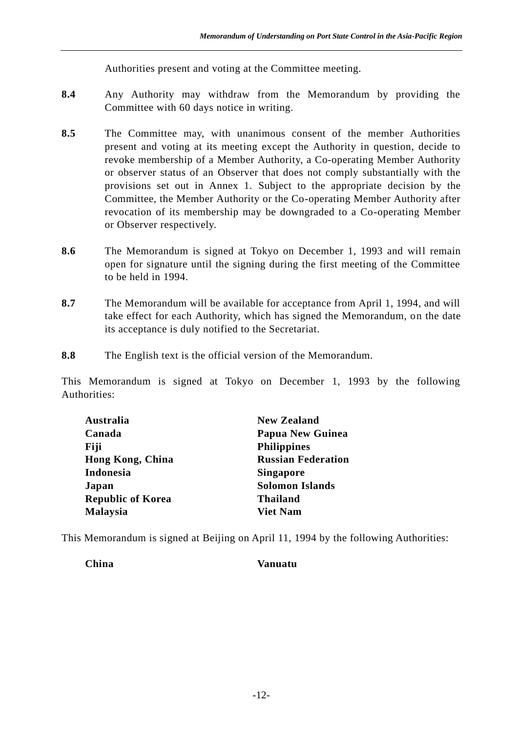Authorities present and voting at the Committee meeting.

**8.4** Any Authority may withdraw from the Memorandum by providing the Committee with 60 days notice in writing.

**8.5** The Committee may, with unanimous consent of the member Authorities present and voting at its meeting except the Authority in question, decide to revoke membership of a Member Authority, a Co-operating Member Authority or observer status of an Observer that does not comply substantially with the provisions set out in Annex 1. Subject to the appropriate decision by the Committee, the Member Authority or the Co-operating Member Authority after revocation of its membership may be downgraded to a Co-operating Member or Observer respectively.

**8.6** The Memorandum is signed at Tokyo on December 1, 1993 and will remain open for signature until the signing during the first meeting of the Committee to be held in 1994.

**8.7** The Memorandum will be available for acceptance from April 1, 1994, and will take effect for each Authority, which has signed the Memorandum, on the date its acceptance is duly notified to the Secretariat.

**8.8** The English text is the official version of the Memorandum.

This Memorandum is signed at Tokyo on December 1, 1993 by the following Authorities:

**Australia**
**Canada**
**Fiji**
**Hong Kong, China**
**Indonesia**
**Japan**
**Republic of Korea**
**Malaysia**
**New Zealand**
**Papua New Guinea**
**Philippines**
**Russian Federation**
**Singapore**
**Solomon Islands**
**Thailand**
**Viet Nam**

This Memorandum is signed at Beijing on April 11, 1994 by the following Authorities:

**China**
**Vanuatu**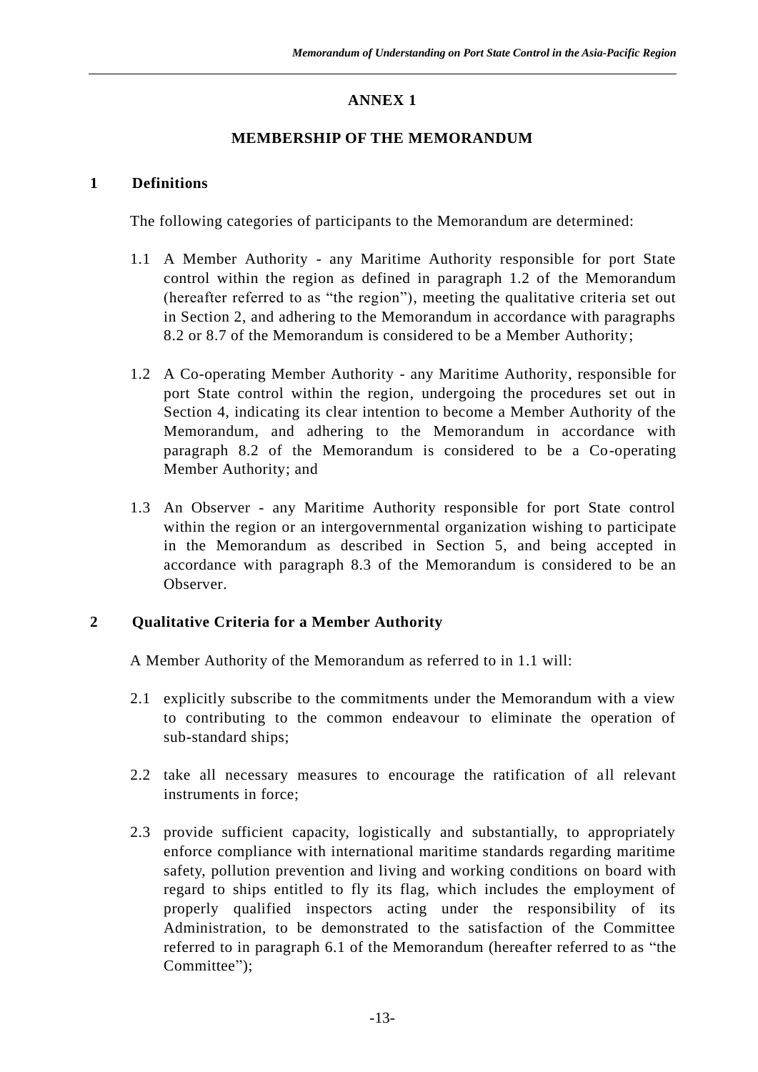# ANNEX 1

## MEMBERSHIP OF THE MEMORANDUM

### 1 Definitions

The following categories of participants to the Memorandum are determined:

1.1 A Member Authority - any Maritime Authority responsible for port State control within the region as defined in paragraph 1.2 of the Memorandum (hereafter referred to as "the region"), meeting the qualitative criteria set out in Section 2, and adhering to the Memorandum in accordance with paragraphs 8.2 or 8.7 of the Memorandum is considered to be a Member Authority;

1.2 A Co-operating Member Authority - any Maritime Authority, responsible for port State control within the region, undergoing the procedures set out in Section 4, indicating its clear intention to become a Member Authority of the Memorandum, and adhering to the Memorandum in accordance with paragraph 8.2 of the Memorandum is considered to be a Co-operating Member Authority; and

1.3 An Observer - any Maritime Authority responsible for port State control within the region or an intergovernmental organization wishing to participate in the Memorandum as described in Section 5, and being accepted in accordance with paragraph 8.3 of the Memorandum is considered to be an Observer.

### 2 Qualitative Criteria for a Member Authority

A Member Authority of the Memorandum as referred to in 1.1 will:

2.1 explicitly subscribe to the commitments under the Memorandum with a view to contributing to the common endeavour to eliminate the operation of sub-standard ships;

2.2 take all necessary measures to encourage the ratification of all relevant instruments in force;

2.3 provide sufficient capacity, logistically and substantially, to appropriately enforce compliance with international maritime standards regarding maritime safety, pollution prevention and living and working conditions on board with regard to ships entitled to fly its flag, which includes the employment of properly qualified inspectors acting under the responsibility of its Administration, to be demonstrated to the satisfaction of the Committee referred to in paragraph 6.1 of the Memorandum (hereafter referred to as "the Committee");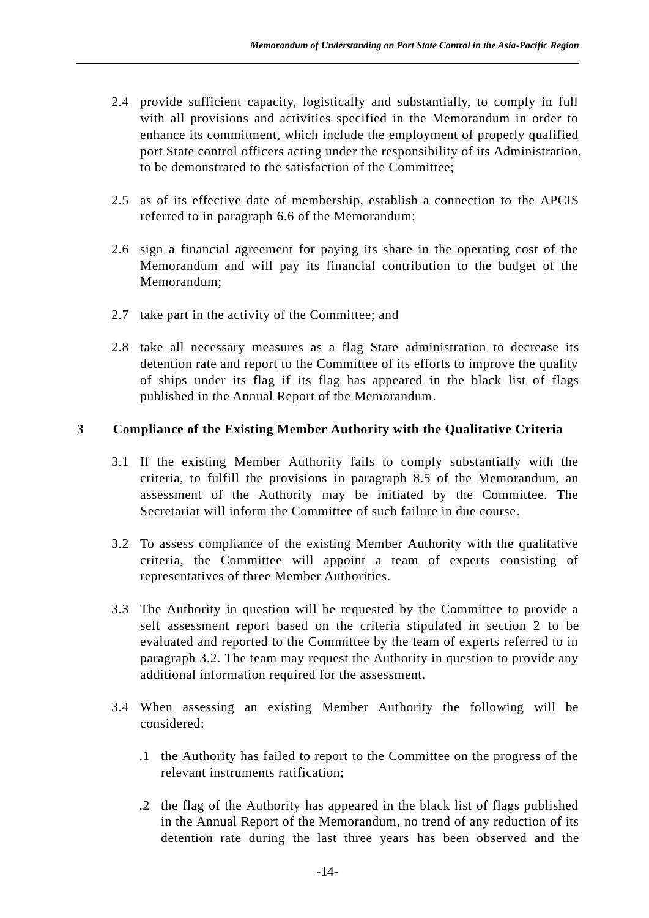2.4 provide sufficient capacity, logistically and substantially, to comply in full with all provisions and activities specified in the Memorandum in order to enhance its commitment, which include the employment of properly qualified port State control officers acting under the responsibility of its Administration, to be demonstrated to the satisfaction of the Committee;

2.5 as of its effective date of membership, establish a connection to the APCIS referred to in paragraph 6.6 of the Memorandum;

2.6 sign a financial agreement for paying its share in the operating cost of the Memorandum and will pay its financial contribution to the budget of the Memorandum;

2.7 take part in the activity of the Committee; and

2.8 take all necessary measures as a flag State administration to decrease its detention rate and report to the Committee of its efforts to improve the quality of ships under its flag if its flag has appeared in the black list of flags published in the Annual Report of the Memorandum.

## 3 Compliance of the Existing Member Authority with the Qualitative Criteria

3.1 If the existing Member Authority fails to comply substantially with the criteria, to fulfill the provisions in paragraph 8.5 of the Memorandum, an assessment of the Authority may be initiated by the Committee. The Secretariat will inform the Committee of such failure in due course.

3.2 To assess compliance of the existing Member Authority with the qualitative criteria, the Committee will appoint a team of experts consisting of representatives of three Member Authorities.

3.3 The Authority in question will be requested by the Committee to provide a self assessment report based on the criteria stipulated in section 2 to be evaluated and reported to the Committee by the team of experts referred to in paragraph 3.2. The team may request the Authority in question to provide any additional information required for the assessment.

3.4 When assessing an existing Member Authority the following will be considered:

.1 the Authority has failed to report to the Committee on the progress of the relevant instruments ratification;

.2 the flag of the Authority has appeared in the black list of flags published in the Annual Report of the Memorandum, no trend of any reduction of its detention rate during the last three years has been observed and the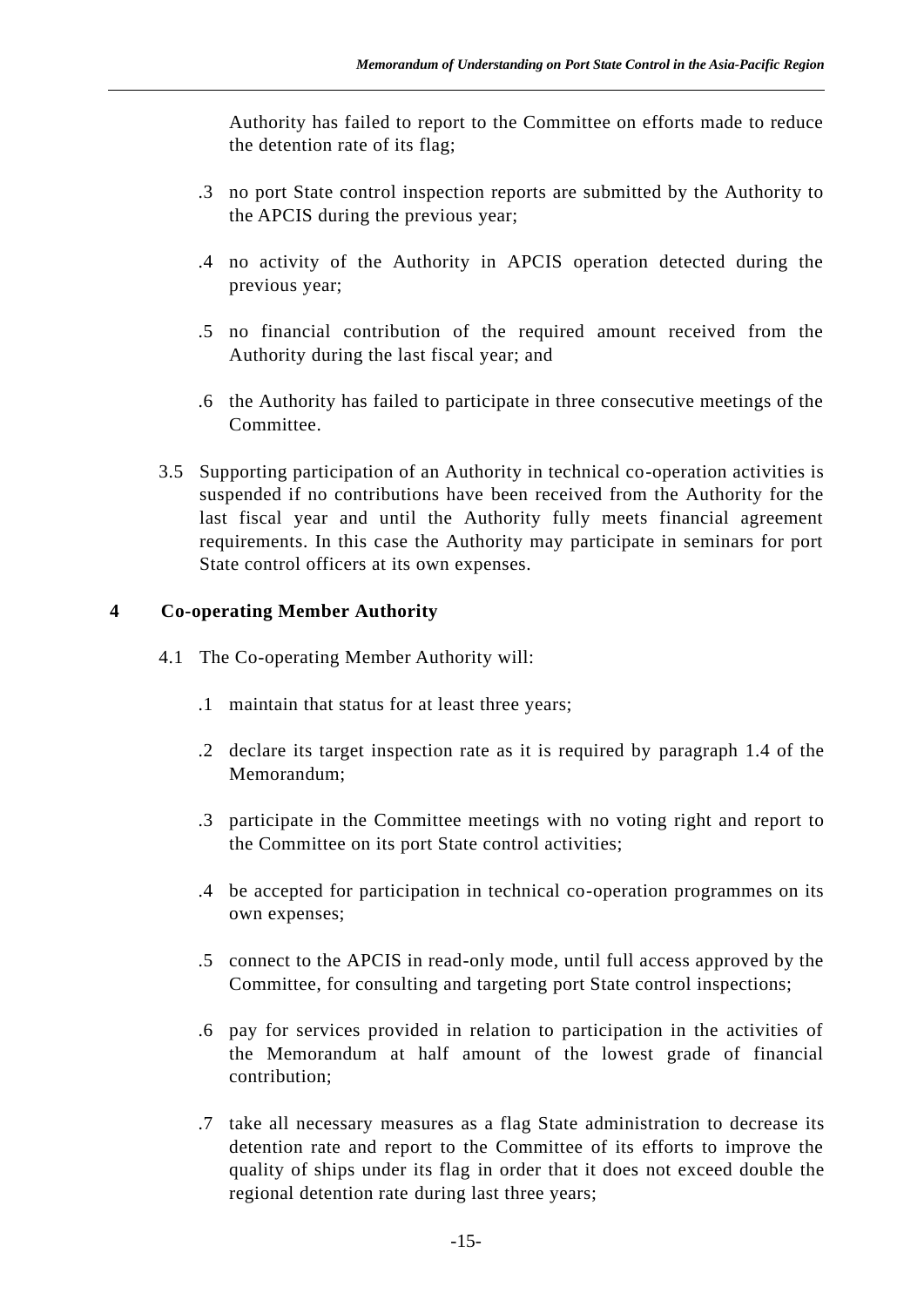Authority has failed to report to the Committee on efforts made to reduce the detention rate of its flag;

.3 no port State control inspection reports are submitted by the Authority to the APCIS during the previous year;

.4 no activity of the Authority in APCIS operation detected during the previous year;

.5 no financial contribution of the required amount received from the Authority during the last fiscal year; and

.6 the Authority has failed to participate in three consecutive meetings of the Committee.

3.5 Supporting participation of an Authority in technical co-operation activities is suspended if no contributions have been received from the Authority for the last fiscal year and until the Authority fully meets financial agreement requirements. In this case the Authority may participate in seminars for port State control officers at its own expenses.

## 4 Co-operating Member Authority

4.1 The Co-operating Member Authority will:

.1 maintain that status for at least three years;

.2 declare its target inspection rate as it is required by paragraph 1.4 of the Memorandum;

.3 participate in the Committee meetings with no voting right and report to the Committee on its port State control activities;

.4 be accepted for participation in technical co-operation programmes on its own expenses;

.5 connect to the APCIS in read-only mode, until full access approved by the Committee, for consulting and targeting port State control inspections;

.6 pay for services provided in relation to participation in the activities of the Memorandum at half amount of the lowest grade of financial contribution;

.7 take all necessary measures as a flag State administration to decrease its detention rate and report to the Committee of its efforts to improve the quality of ships under its flag in order that it does not exceed double the regional detention rate during last three years;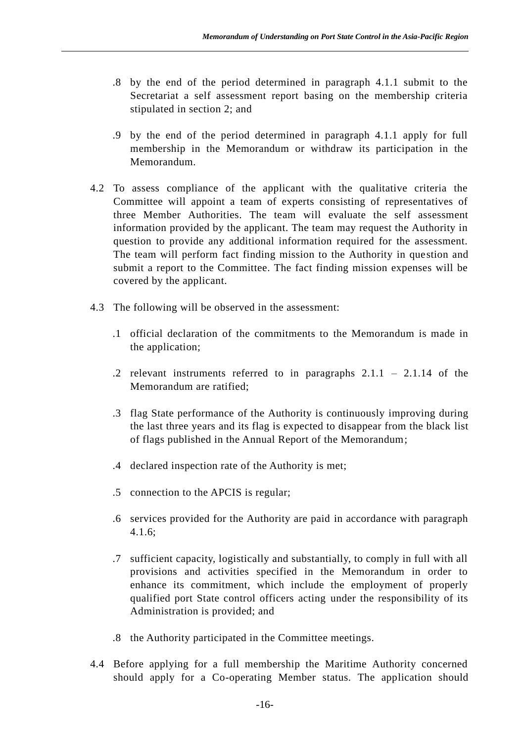.8 by the end of the period determined in paragraph 4.1.1 submit to the Secretariat a self assessment report basing on the membership criteria stipulated in section 2; and

.9 by the end of the period determined in paragraph 4.1.1 apply for full membership in the Memorandum or withdraw its participation in the Memorandum.

4.2 To assess compliance of the applicant with the qualitative criteria the Committee will appoint a team of experts consisting of representatives of three Member Authorities. The team will evaluate the self assessment information provided by the applicant. The team may request the Authority in question to provide any additional information required for the assessment. The team will perform fact finding mission to the Authority in question and submit a report to the Committee. The fact finding mission expenses will be covered by the applicant.

4.3 The following will be observed in the assessment:

.1 official declaration of the commitments to the Memorandum is made in the application;

.2 relevant instruments referred to in paragraphs 2.1.1 – 2.1.14 of the Memorandum are ratified;

.3 flag State performance of the Authority is continuously improving during the last three years and its flag is expected to disappear from the black list of flags published in the Annual Report of the Memorandum;

.4 declared inspection rate of the Authority is met;

.5 connection to the APCIS is regular;

.6 services provided for the Authority are paid in accordance with paragraph 4.1.6;

.7 sufficient capacity, logistically and substantially, to comply in full with all provisions and activities specified in the Memorandum in order to enhance its commitment, which include the employment of properly qualified port State control officers acting under the responsibility of its Administration is provided; and

.8 the Authority participated in the Committee meetings.

4.4 Before applying for a full membership the Maritime Authority concerned should apply for a Co-operating Member status. The application should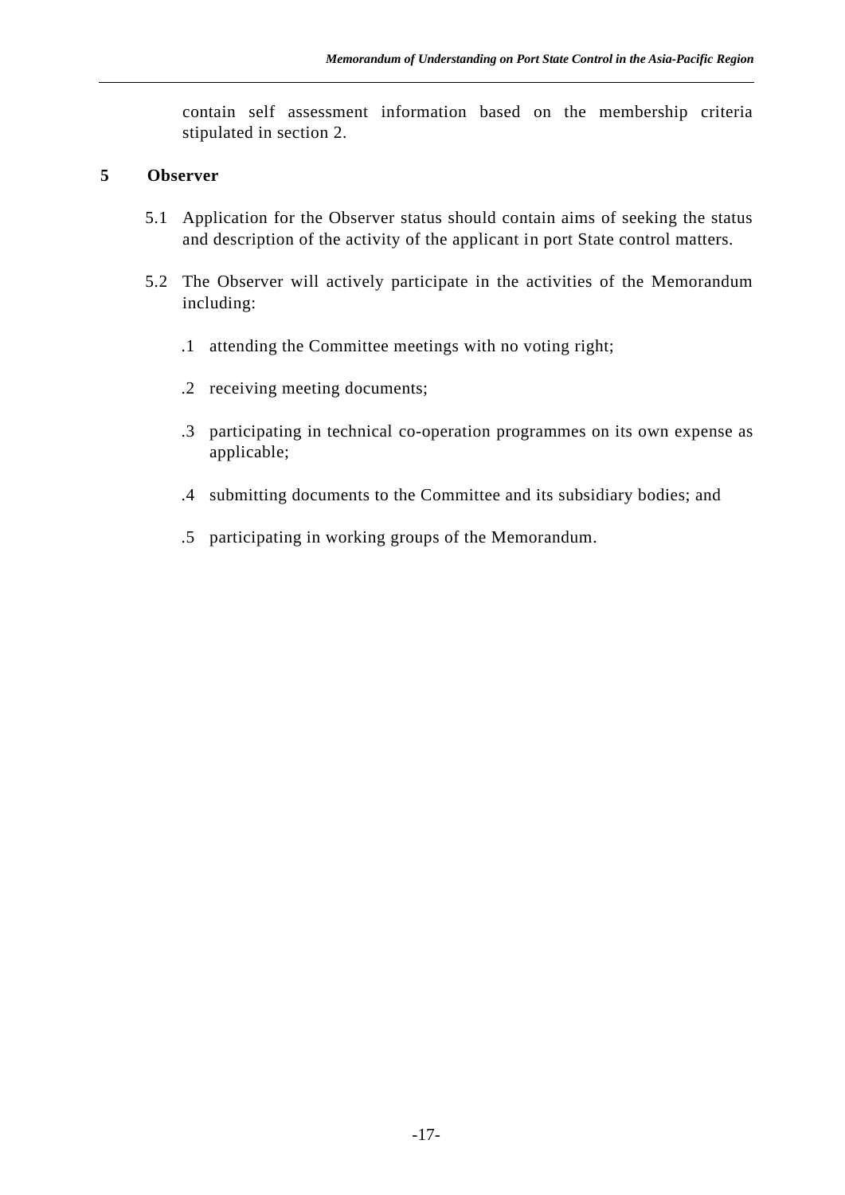contain self assessment information based on the membership criteria stipulated in section 2.

## 5 Observer

5.1 Application for the Observer status should contain aims of seeking the status and description of the activity of the applicant in port State control matters.

5.2 The Observer will actively participate in the activities of the Memorandum including:

.1 attending the Committee meetings with no voting right;

.2 receiving meeting documents;

.3 participating in technical co-operation programmes on its own expense as applicable;

.4 submitting documents to the Committee and its subsidiary bodies; and

.5 participating in working groups of the Memorandum.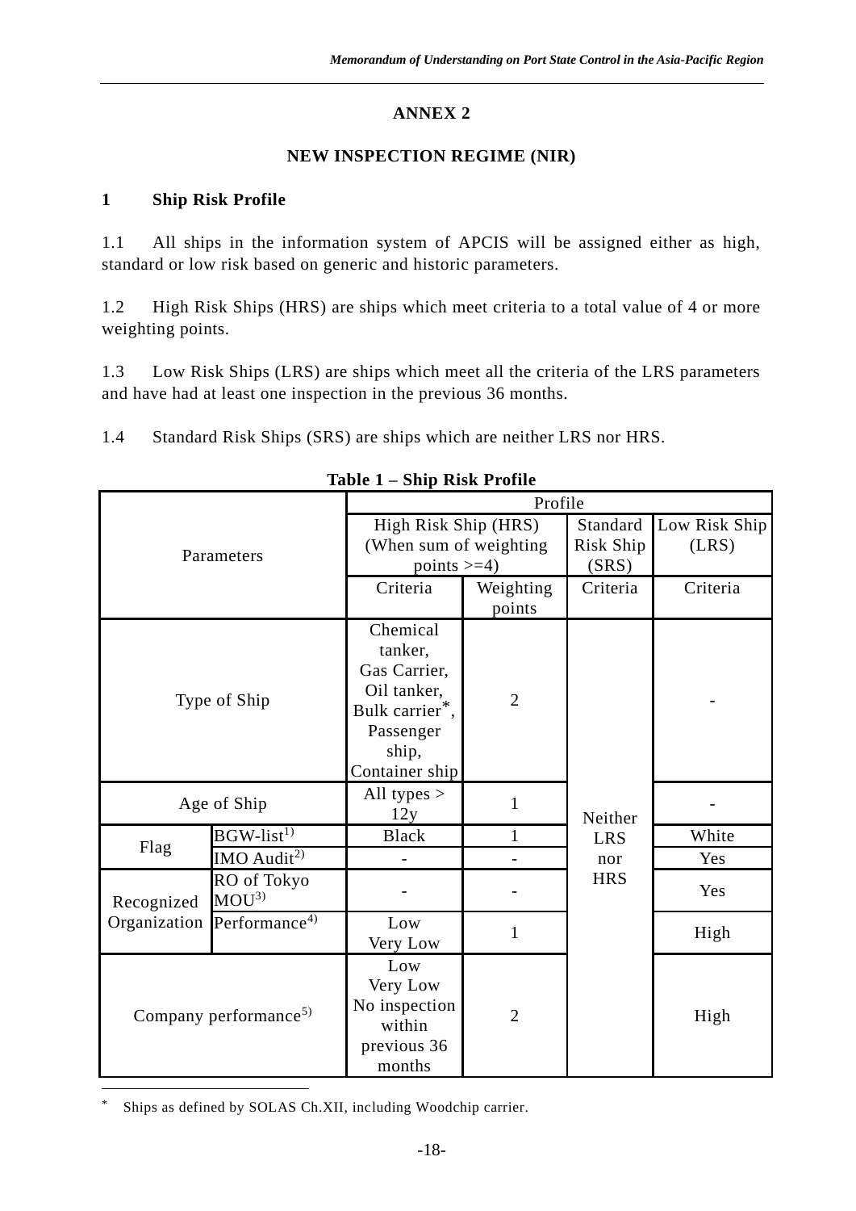# ANNEX 2

## NEW INSPECTION REGIME (NIR)

### 1 Ship Risk Profile

1.1 All ships in the information system of APCIS will be assigned either as high, standard or low risk based on generic and historic parameters.

1.2 High Risk Ships (HRS) are ships which meet criteria to a total value of 4 or more weighting points.

1.3 Low Risk Ships (LRS) are ships which meet all the criteria of the LRS parameters and have had at least one inspection in the previous 36 months.

1.4 Standard Risk Ships (SRS) are ships which are neither LRS nor HRS.

**Table 1 – Ship Risk Profile**

| Parameters | | Profile | | | |
|---|---|---|---|---|---|
| | | High Risk Ship (HRS) (When sum of weighting points >=4) | | Standard Risk Ship (SRS) | Low Risk Ship (LRS) |
| | | Criteria | Weighting points | Criteria | Criteria |
| Type of Ship | | Chemical tanker, Gas Carrier, Oil tanker, Bulk carrier*, Passenger ship, Container ship | 2 | Neither LRS nor HRS | - |
| Age of Ship | | All types > 12y | 1 | | - |
| Flag | BGW-list[1)] | Black | 1 | | White |
| | IMO Audit[2)] | - | - | | Yes |
| Recognized Organization | RO of Tokyo MOU[3)] | - | - | | Yes |
| | Performance[4)] | Low Very Low | 1 | | High |
| Company performance[5)] | | Low Very Low No inspection within previous 36 months | 2 | | High |

\* Ships as defined by SOLAS Ch.XII, including Woodchip carrier.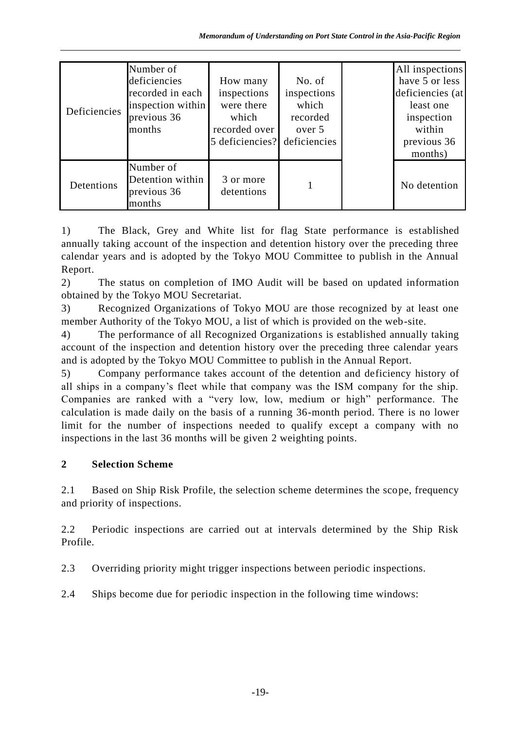| Deficiencies | Number of deficiencies recorded in each inspection within previous 36 months | How many inspections were there which recorded over 5 deficiencies? | No. of inspections which recorded over 5 deficiencies | | All inspections have 5 or less deficiencies (at least one inspection within previous 36 months) |
|---|---|---|---|---|---|
| Detentions | Number of Detention within previous 36 months | 3 or more detentions | 1 | | No detention |

1) The Black, Grey and White list for flag State performance is established annually taking account of the inspection and detention history over the preceding three calendar years and is adopted by the Tokyo MOU Committee to publish in the Annual Report.

2) The status on completion of IMO Audit will be based on updated information obtained by the Tokyo MOU Secretariat.

3) Recognized Organizations of Tokyo MOU are those recognized by at least one member Authority of the Tokyo MOU, a list of which is provided on the web-site.

4) The performance of all Recognized Organizations is established annually taking account of the inspection and detention history over the preceding three calendar years and is adopted by the Tokyo MOU Committee to publish in the Annual Report.

5) Company performance takes account of the detention and deficiency history of all ships in a company's fleet while that company was the ISM company for the ship. Companies are ranked with a "very low, low, medium or high" performance. The calculation is made daily on the basis of a running 36-month period. There is no lower limit for the number of inspections needed to qualify except a company with no inspections in the last 36 months will be given 2 weighting points.

## 2 Selection Scheme

2.1 Based on Ship Risk Profile, the selection scheme determines the scope, frequency and priority of inspections.

2.2 Periodic inspections are carried out at intervals determined by the Ship Risk Profile.

2.3 Overriding priority might trigger inspections between periodic inspections.

2.4 Ships become due for periodic inspection in the following time windows: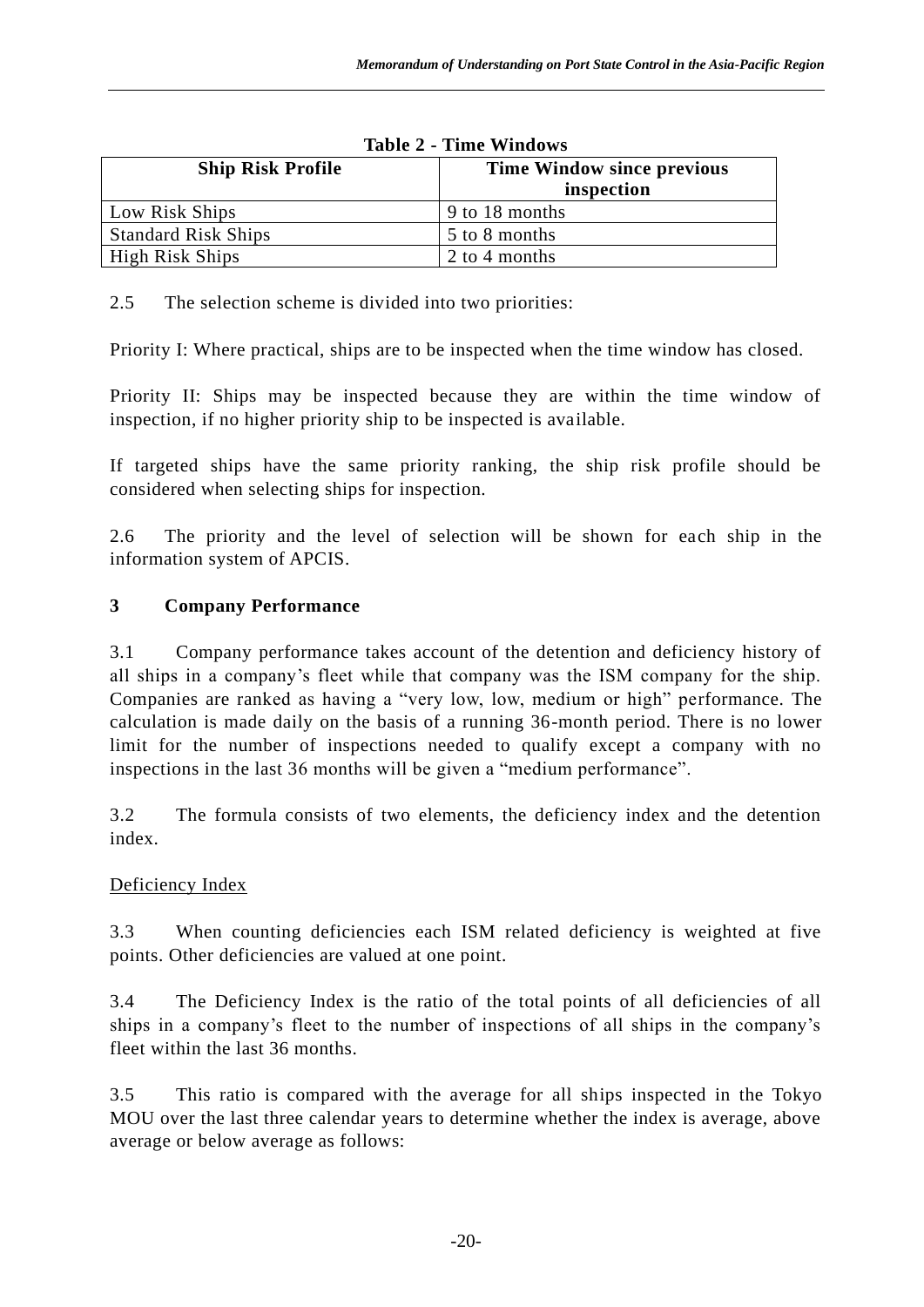**Table 2 - Time Windows**

| Ship Risk Profile | Time Window since previous inspection |
|---|---|
| Low Risk Ships | 9 to 18 months |
| Standard Risk Ships | 5 to 8 months |
| High Risk Ships | 2 to 4 months |

2.5 The selection scheme is divided into two priorities:

Priority I: Where practical, ships are to be inspected when the time window has closed.

Priority II: Ships may be inspected because they are within the time window of inspection, if no higher priority ship to be inspected is available.

If targeted ships have the same priority ranking, the ship risk profile should be considered when selecting ships for inspection.

2.6 The priority and the level of selection will be shown for each ship in the information system of APCIS.

## 3 Company Performance

3.1 Company performance takes account of the detention and deficiency history of all ships in a company's fleet while that company was the ISM company for the ship. Companies are ranked as having a "very low, low, medium or high" performance. The calculation is made daily on the basis of a running 36-month period. There is no lower limit for the number of inspections needed to qualify except a company with no inspections in the last 36 months will be given a "medium performance".

3.2 The formula consists of two elements, the deficiency index and the detention index.

<u>Deficiency Index</u>

3.3 When counting deficiencies each ISM related deficiency is weighted at five points. Other deficiencies are valued at one point.

3.4 The Deficiency Index is the ratio of the total points of all deficiencies of all ships in a company's fleet to the number of inspections of all ships in the company's fleet within the last 36 months.

3.5 This ratio is compared with the average for all ships inspected in the Tokyo MOU over the last three calendar years to determine whether the index is average, above average or below average as follows: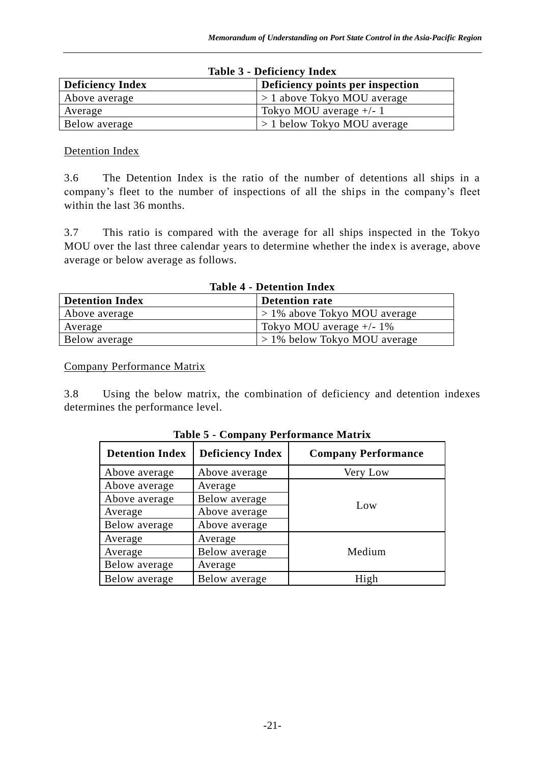**Table 3 - Deficiency Index**

| Deficiency Index | Deficiency points per inspection |
|---|---|
| Above average | > 1 above Tokyo MOU average |
| Average | Tokyo MOU average +/- 1 |
| Below average | > 1 below Tokyo MOU average |

<u>Detention Index</u>

3.6 The Detention Index is the ratio of the number of detentions all ships in a company's fleet to the number of inspections of all the ships in the company's fleet within the last 36 months.

3.7 This ratio is compared with the average for all ships inspected in the Tokyo MOU over the last three calendar years to determine whether the index is average, above average or below average as follows.

**Table 4 - Detention Index**

| Detention Index | Detention rate |
|---|---|
| Above average | > 1% above Tokyo MOU average |
| Average | Tokyo MOU average +/- 1% |
| Below average | > 1% below Tokyo MOU average |

<u>Company Performance Matrix</u>

3.8 Using the below matrix, the combination of deficiency and detention indexes determines the performance level.

**Table 5 - Company Performance Matrix**

| Detention Index | Deficiency Index | Company Performance |
|---|---|---|
| Above average | Above average | Very Low |
| Above average | Average | Low |
| Above average | Below average | |
| Average | Above average | |
| Below average | Above average | |
| Average | Average | Medium |
| Average | Below average | |
| Below average | Average | |
| Below average | Below average | High |